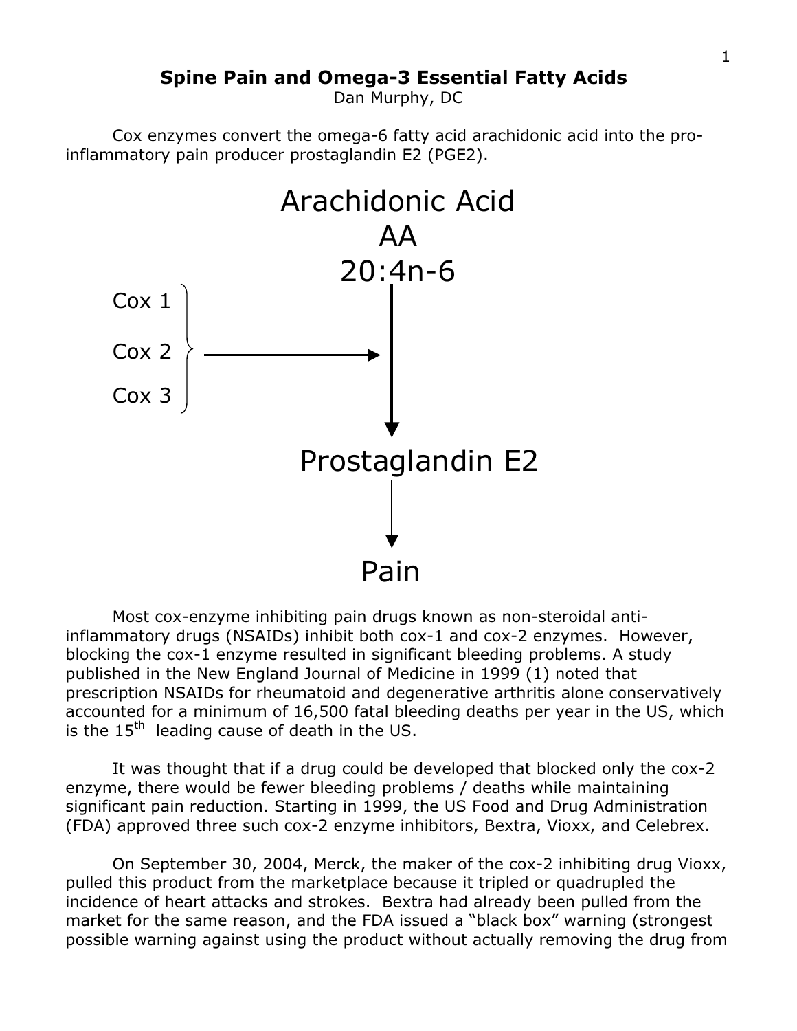# Spine Pain and Omega-3 Essential Fatty Acids

Dan Murphy, DC

Cox enzymes convert the omega-6 fatty acid arachidonic acid into the pro-inflammatory pain producer prostaglandin E2 (PGE2).

Arachidonic Acid
AA
20:4n-6

Cox 1
Cox 2 →
Cox 3

↓

Prostaglandin E2

↓

Pain

Most cox-enzyme inhibiting pain drugs known as non-steroidal anti-inflammatory drugs (NSAIDs) inhibit both cox-1 and cox-2 enzymes. However, blocking the cox-1 enzyme resulted in significant bleeding problems. A study published in the New England Journal of Medicine in 1999 (1) noted that prescription NSAIDs for rheumatoid and degenerative arthritis alone conservatively accounted for a minimum of 16,500 fatal bleeding deaths per year in the US, which is the 15th leading cause of death in the US.

It was thought that if a drug could be developed that blocked only the cox-2 enzyme, there would be fewer bleeding problems / deaths while maintaining significant pain reduction. Starting in 1999, the US Food and Drug Administration (FDA) approved three such cox-2 enzyme inhibitors, Bextra, Vioxx, and Celebrex.

On September 30, 2004, Merck, the maker of the cox-2 inhibiting drug Vioxx, pulled this product from the marketplace because it tripled or quadrupled the incidence of heart attacks and strokes. Bextra had already been pulled from the market for the same reason, and the FDA issued a "black box" warning (strongest possible warning against using the product without actually removing the drug from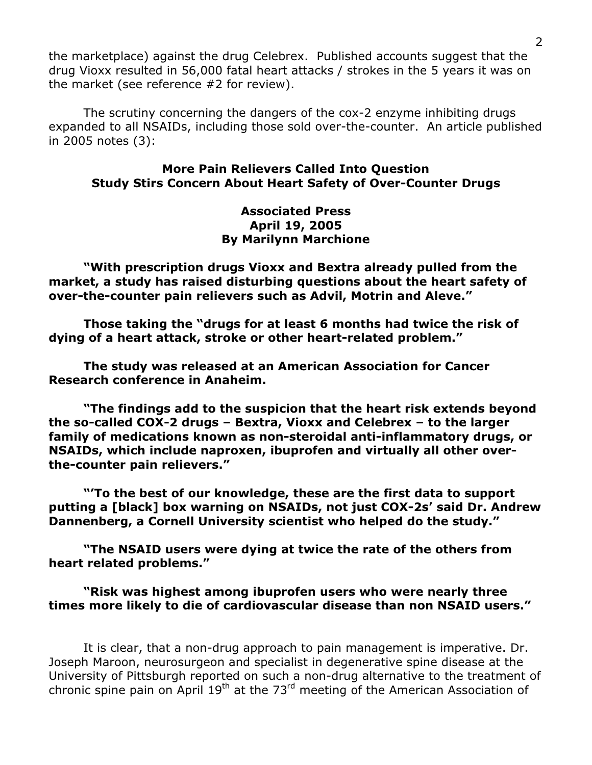the marketplace) against the drug Celebrex. Published accounts suggest that the drug Vioxx resulted in 56,000 fatal heart attacks / strokes in the 5 years it was on the market (see reference #2 for review).

The scrutiny concerning the dangers of the cox-2 enzyme inhibiting drugs expanded to all NSAIDs, including those sold over-the-counter. An article published in 2005 notes (3):

**More Pain Relievers Called Into Question**
**Study Stirs Concern About Heart Safety of Over-Counter Drugs**

**Associated Press**
**April 19, 2005**
**By Marilynn Marchione**

**"With prescription drugs Vioxx and Bextra already pulled from the market, a study has raised disturbing questions about the heart safety of over-the-counter pain relievers such as Advil, Motrin and Aleve."**

**Those taking the "drugs for at least 6 months had twice the risk of dying of a heart attack, stroke or other heart-related problem."**

**The study was released at an American Association for Cancer Research conference in Anaheim.**

**"The findings add to the suspicion that the heart risk extends beyond the so-called COX-2 drugs – Bextra, Vioxx and Celebrex – to the larger family of medications known as non-steroidal anti-inflammatory drugs, or NSAIDs, which include naproxen, ibuprofen and virtually all other over-the-counter pain relievers."**

**"'To the best of our knowledge, these are the first data to support putting a [black] box warning on NSAIDs, not just COX-2s' said Dr. Andrew Dannenberg, a Cornell University scientist who helped do the study."**

**"The NSAID users were dying at twice the rate of the others from heart related problems."**

**"Risk was highest among ibuprofen users who were nearly three times more likely to die of cardiovascular disease than non NSAID users."**

It is clear, that a non-drug approach to pain management is imperative. Dr. Joseph Maroon, neurosurgeon and specialist in degenerative spine disease at the University of Pittsburgh reported on such a non-drug alternative to the treatment of chronic spine pain on April 19th at the 73rd meeting of the American Association of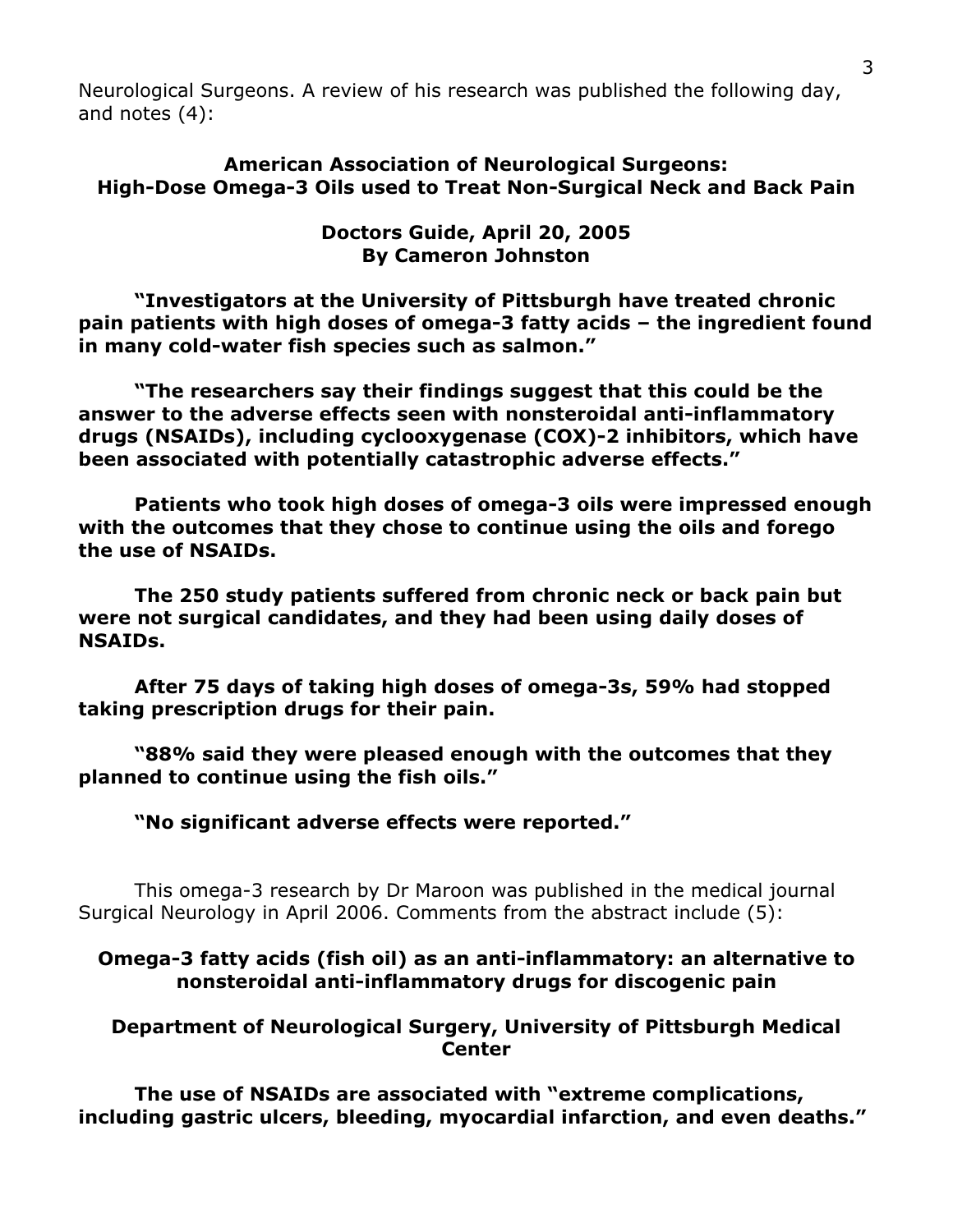Neurological Surgeons. A review of his research was published the following day, and notes (4):

**American Association of Neurological Surgeons: High-Dose Omega-3 Oils used to Treat Non-Surgical Neck and Back Pain**

**Doctors Guide, April 20, 2005**
**By Cameron Johnston**

**"Investigators at the University of Pittsburgh have treated chronic pain patients with high doses of omega-3 fatty acids – the ingredient found in many cold-water fish species such as salmon."**

**"The researchers say their findings suggest that this could be the answer to the adverse effects seen with nonsteroidal anti-inflammatory drugs (NSAIDs), including cyclooxygenase (COX)-2 inhibitors, which have been associated with potentially catastrophic adverse effects."**

**Patients who took high doses of omega-3 oils were impressed enough with the outcomes that they chose to continue using the oils and forego the use of NSAIDs.**

**The 250 study patients suffered from chronic neck or back pain but were not surgical candidates, and they had been using daily doses of NSAIDs.**

**After 75 days of taking high doses of omega-3s, 59% had stopped taking prescription drugs for their pain.**

**"88% said they were pleased enough with the outcomes that they planned to continue using the fish oils."**

**"No significant adverse effects were reported."**

This omega-3 research by Dr Maroon was published in the medical journal Surgical Neurology in April 2006. Comments from the abstract include (5):

**Omega-3 fatty acids (fish oil) as an anti-inflammatory: an alternative to nonsteroidal anti-inflammatory drugs for discogenic pain**

**Department of Neurological Surgery, University of Pittsburgh Medical Center**

**The use of NSAIDs are associated with "extreme complications, including gastric ulcers, bleeding, myocardial infarction, and even deaths."**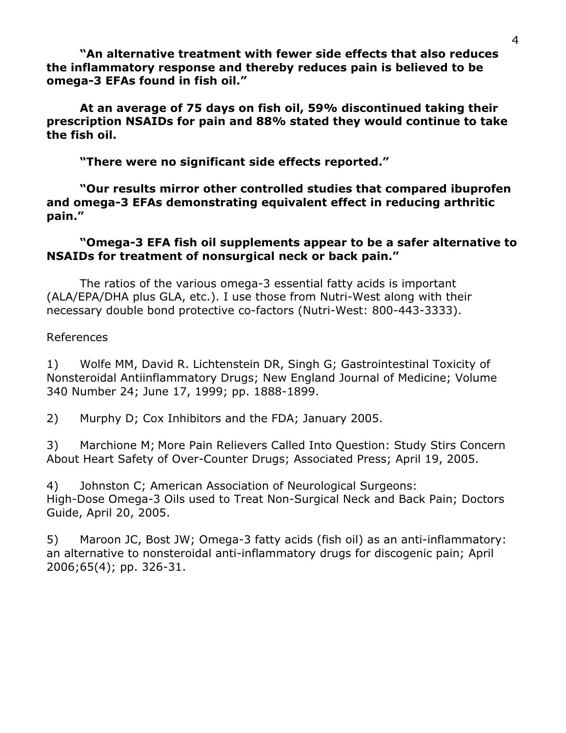**"An alternative treatment with fewer side effects that also reduces the inflammatory response and thereby reduces pain is believed to be omega-3 EFAs found in fish oil."**

**At an average of 75 days on fish oil, 59% discontinued taking their prescription NSAIDs for pain and 88% stated they would continue to take the fish oil.**

**"There were no significant side effects reported."**

**"Our results mirror other controlled studies that compared ibuprofen and omega-3 EFAs demonstrating equivalent effect in reducing arthritic pain."**

**"Omega-3 EFA fish oil supplements appear to be a safer alternative to NSAIDs for treatment of nonsurgical neck or back pain."**

The ratios of the various omega-3 essential fatty acids is important (ALA/EPA/DHA plus GLA, etc.). I use those from Nutri-West along with their necessary double bond protective co-factors (Nutri-West: 800-443-3333).

References

1) Wolfe MM, David R. Lichtenstein DR, Singh G; Gastrointestinal Toxicity of Nonsteroidal Antiinflammatory Drugs; New England Journal of Medicine; Volume 340 Number 24; June 17, 1999; pp. 1888-1899.

2) Murphy D; Cox Inhibitors and the FDA; January 2005.

3) Marchione M; More Pain Relievers Called Into Question: Study Stirs Concern About Heart Safety of Over-Counter Drugs; Associated Press; April 19, 2005.

4) Johnston C; American Association of Neurological Surgeons: High-Dose Omega-3 Oils used to Treat Non-Surgical Neck and Back Pain; Doctors Guide, April 20, 2005.

5) Maroon JC, Bost JW; Omega-3 fatty acids (fish oil) as an anti-inflammatory: an alternative to nonsteroidal anti-inflammatory drugs for discogenic pain; April 2006;65(4); pp. 326-31.